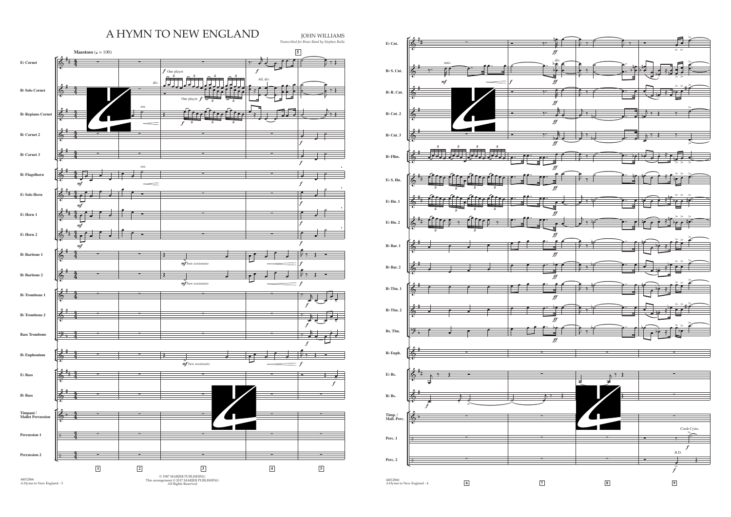# A HYMN TO NEW ENGLAND

JOHN WILLIAMS
*Transcribed for Brass Band by Stephen Bulla*

**Maestoso** (♩ = 100)

© 1987 MARJER PUBLISHING
This arrangement © 2017 MARJER PUBLISHING
All Rights Reserved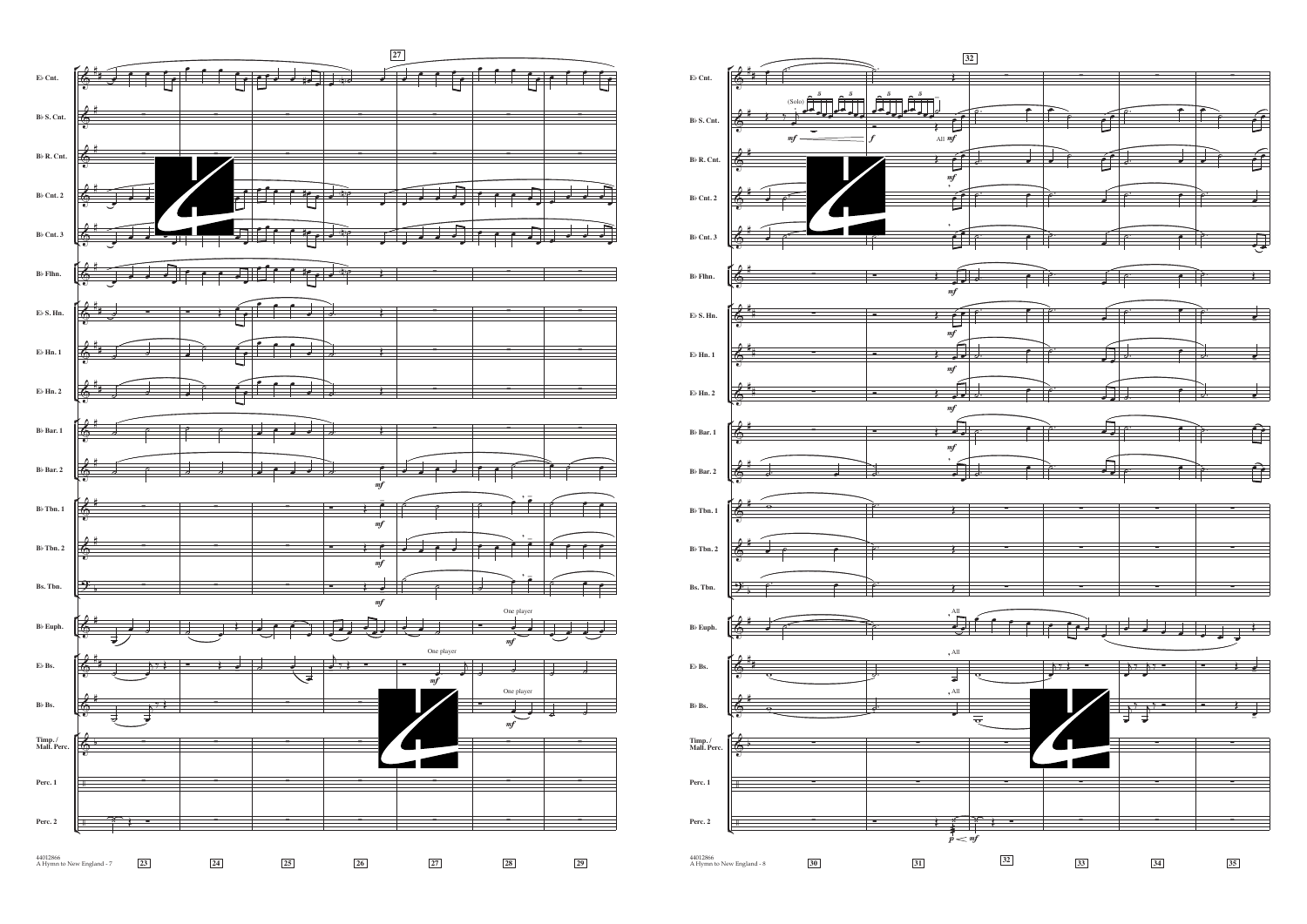27

E♭ Cnt.

B♭ S. Cnt.

B♭ R. Cnt.

B♭ Cnt. 2

B♭ Cnt. 3

B♭ Flhn.

E♭ S. Hn.

E♭ Hn. 1

E♭ Hn. 2

B♭ Bar. 1

B♭ Bar. 2

B♭ Tbn. 1

B♭ Tbn. 2

Bs. Tbn.

B♭ Euph.

E♭ Bs.

B♭ Bs.

Timp. / Mall. Perc.

Perc. 1

Perc. 2

*mf*

One player

23 24 25 26 27 28 29

32

(Solo)

*f*

All *mf*

All

*p* < *mf*

30 31 32 33 34 35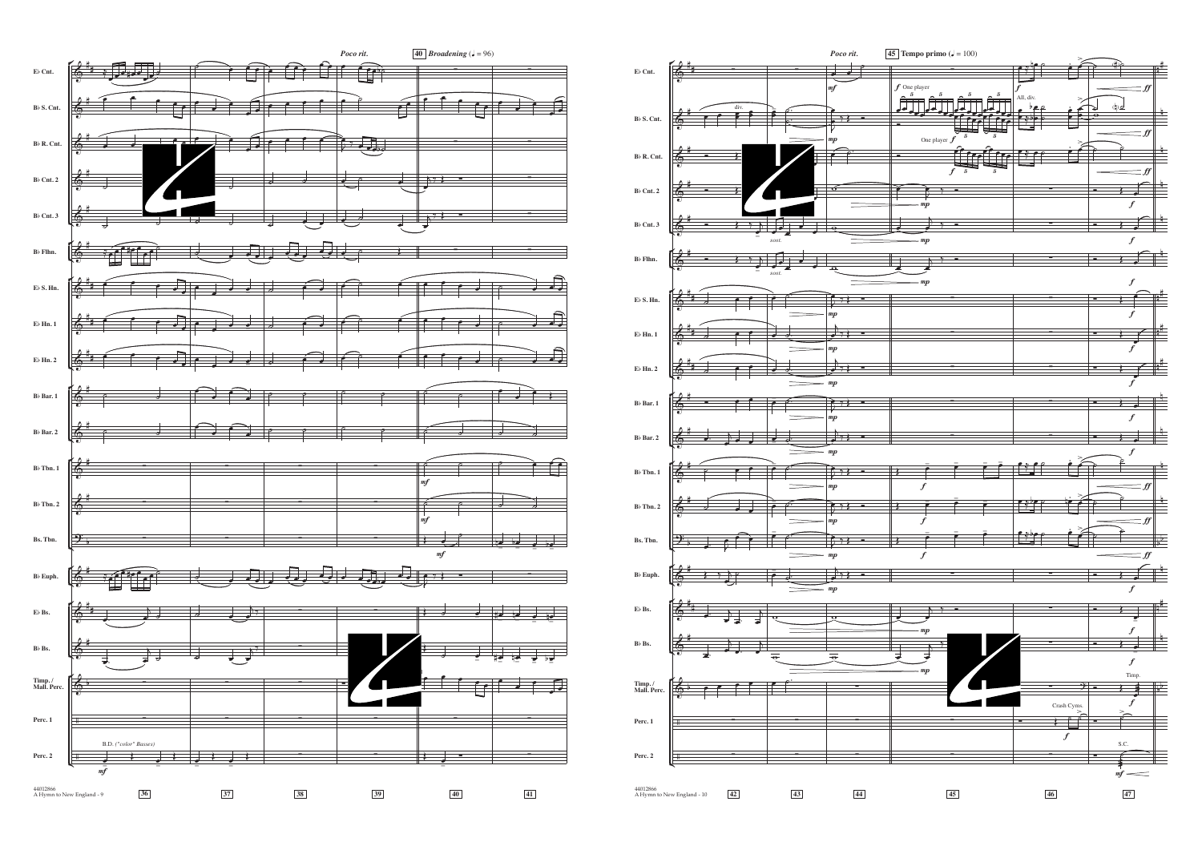*Poco rit.*

**40** *Broadening* (♩ = 96)

*Poco rit.*

**45** **Tempo primo** (♩ = 100)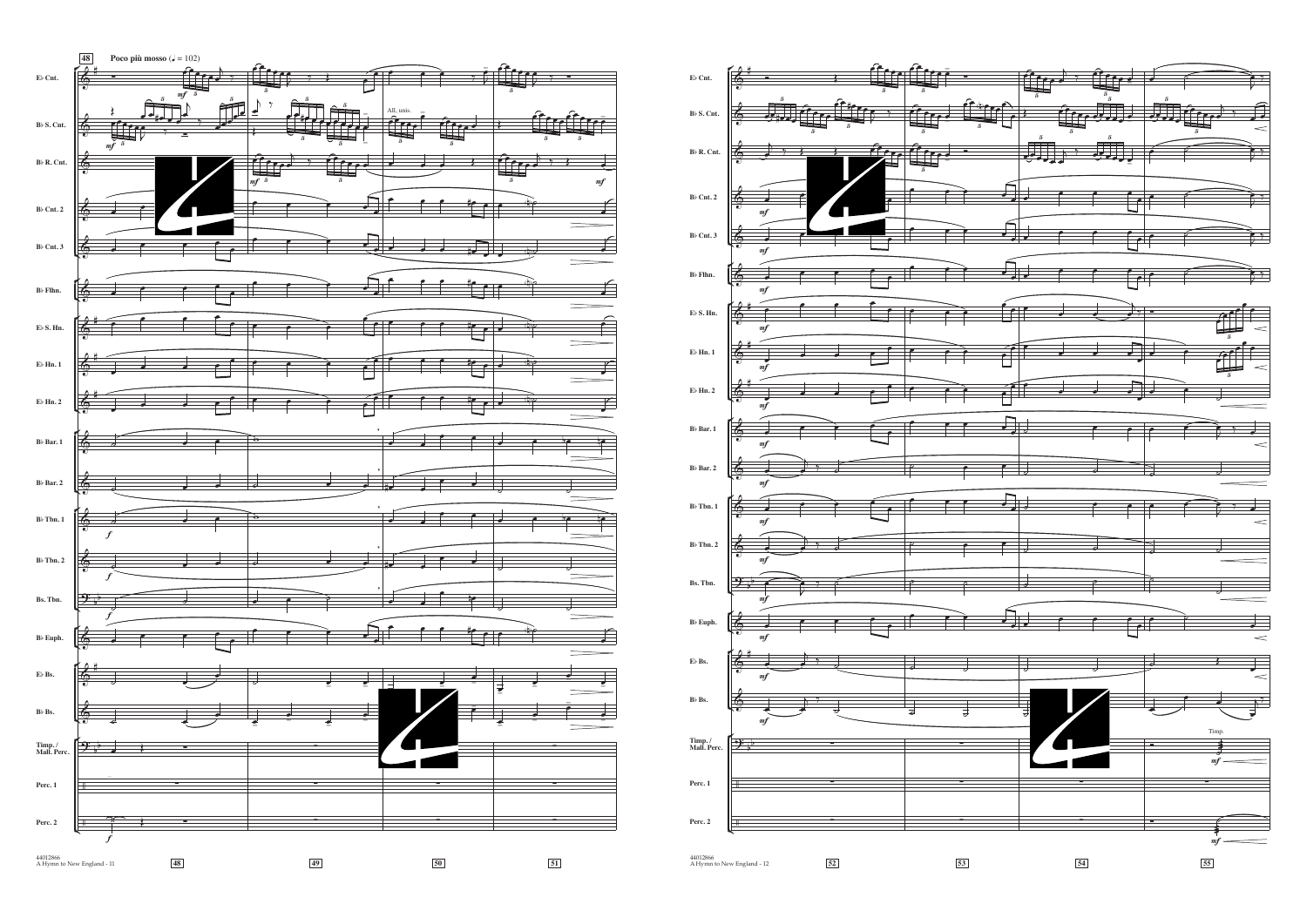**48** **Poco più mosso** (♩ = 102)

All, unis.

Timp.